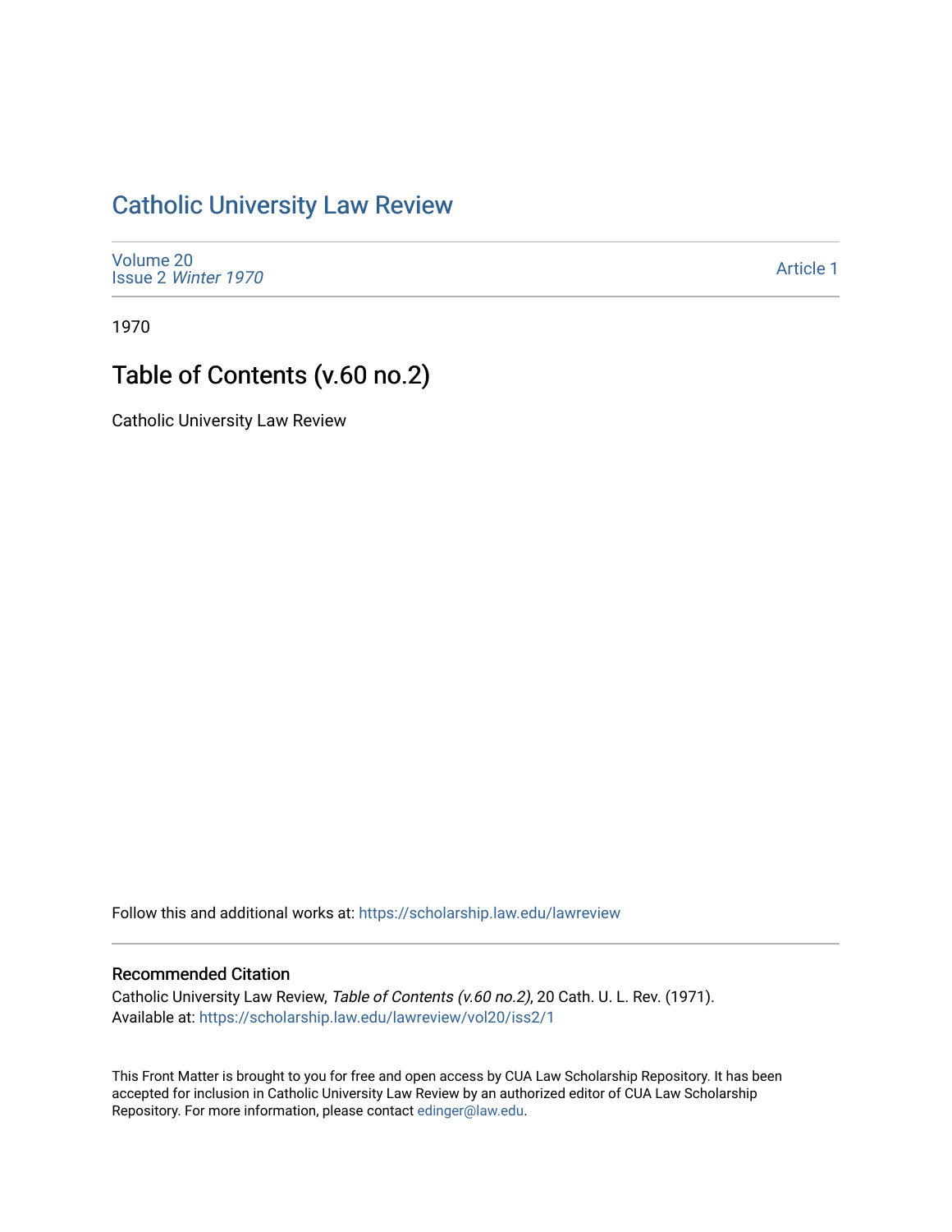# Catholic University Law Review

Volume 20
Issue 2 *Winter 1970*

Article 1

1970

## Table of Contents (v.60 no.2)

Catholic University Law Review

Follow this and additional works at: https://scholarship.law.edu/lawreview

### Recommended Citation

Catholic University Law Review, *Table of Contents (v.60 no.2)*, 20 Cath. U. L. Rev. (1971).
Available at: https://scholarship.law.edu/lawreview/vol20/iss2/1

This Front Matter is brought to you for free and open access by CUA Law Scholarship Repository. It has been accepted for inclusion in Catholic University Law Review by an authorized editor of CUA Law Scholarship Repository. For more information, please contact edinger@law.edu.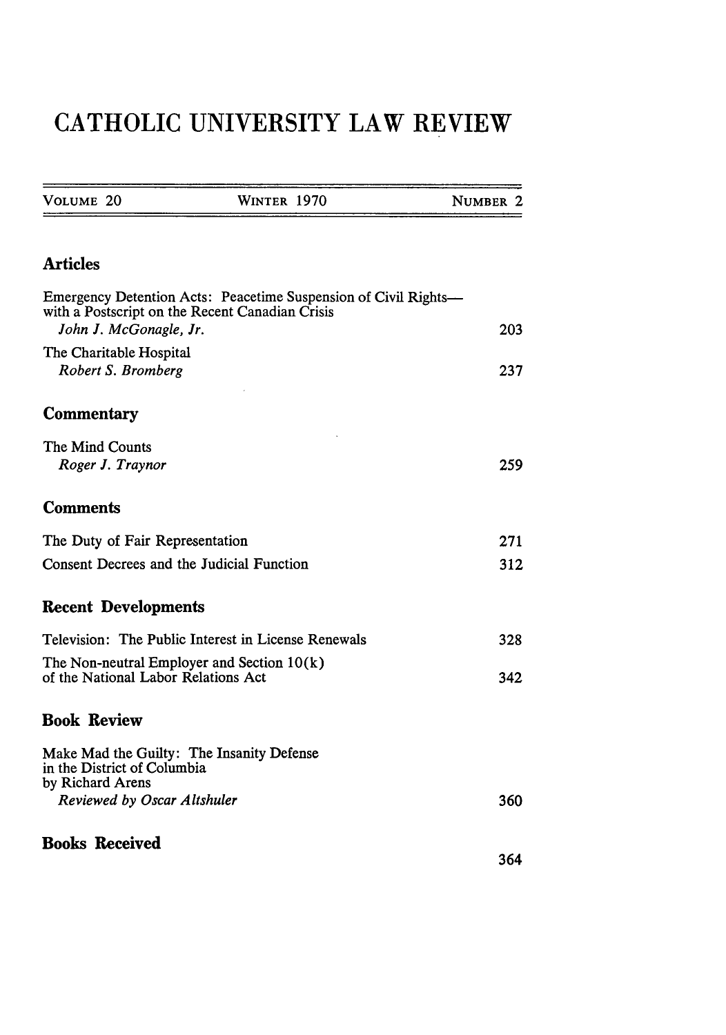# CATHOLIC UNIVERSITY LAW REVIEW

| VOLUME 20 | WINTER 1970 | NUMBER 2 |
|---|---|---|

## Articles

Emergency Detention Acts: Peacetime Suspension of Civil Rights—with a Postscript on the Recent Canadian Crisis
*John J. McGonagle, Jr.* — 203

The Charitable Hospital
*Robert S. Bromberg* — 237

## Commentary

The Mind Counts
*Roger J. Traynor* — 259

## Comments

The Duty of Fair Representation — 271

Consent Decrees and the Judicial Function — 312

## Recent Developments

Television: The Public Interest in License Renewals — 328

The Non-neutral Employer and Section 10(k) of the National Labor Relations Act — 342

## Book Review

Make Mad the Guilty: The Insanity Defense in the District of Columbia
by Richard Arens
*Reviewed by Oscar Altshuler* — 360

## Books Received

364